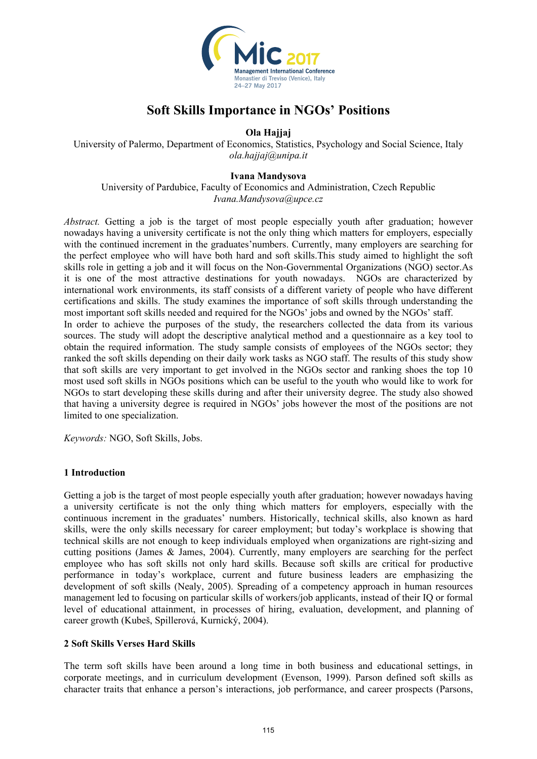# Soft Skills Importance in NGOs' Positions

**Ola Hajjaj**
University of Palermo, Department of Economics, Statistics, Psychology and Social Science, Italy
*ola.hajjaj@unipa.it*

**Ivana Mandysova**
University of Pardubice, Faculty of Economics and Administration, Czech Republic
*Ivana.Mandysova@upce.cz*

*Abstract.* Getting a job is the target of most people especially youth after graduation; however nowadays having a university certificate is not the only thing which matters for employers, especially with the continued increment in the graduates'numbers. Currently, many employers are searching for the perfect employee who will have both hard and soft skills.This study aimed to highlight the soft skills role in getting a job and it will focus on the Non-Governmental Organizations (NGO) sector.As it is one of the most attractive destinations for youth nowadays. NGOs are characterized by international work environments, its staff consists of a different variety of people who have different certifications and skills. The study examines the importance of soft skills through understanding the most important soft skills needed and required for the NGOs' jobs and owned by the NGOs' staff.
In order to achieve the purposes of the study, the researchers collected the data from its various sources. The study will adopt the descriptive analytical method and a questionnaire as a key tool to obtain the required information. The study sample consists of employees of the NGOs sector; they ranked the soft skills depending on their daily work tasks as NGO staff. The results of this study show that soft skills are very important to get involved in the NGOs sector and ranking shoes the top 10 most used soft skills in NGOs positions which can be useful to the youth who would like to work for NGOs to start developing these skills during and after their university degree. The study also showed that having a university degree is required in NGOs' jobs however the most of the positions are not limited to one specialization.

*Keywords:* NGO, Soft Skills, Jobs.

## 1 Introduction

Getting a job is the target of most people especially youth after graduation; however nowadays having a university certificate is not the only thing which matters for employers, especially with the continuous increment in the graduates' numbers. Historically, technical skills, also known as hard skills, were the only skills necessary for career employment; but today's workplace is showing that technical skills are not enough to keep individuals employed when organizations are right-sizing and cutting positions (James & James, 2004). Currently, many employers are searching for the perfect employee who has soft skills not only hard skills. Because soft skills are critical for productive performance in today's workplace, current and future business leaders are emphasizing the development of soft skills (Nealy, 2005). Spreading of a competency approach in human resources management led to focusing on particular skills of workers/job applicants, instead of their IQ or formal level of educational attainment, in processes of hiring, evaluation, development, and planning of career growth (Kubeš, Spillerová, Kurnický, 2004).

## 2 Soft Skills Verses Hard Skills

The term soft skills have been around a long time in both business and educational settings, in corporate meetings, and in curriculum development (Evenson, 1999). Parson defined soft skills as character traits that enhance a person's interactions, job performance, and career prospects (Parsons,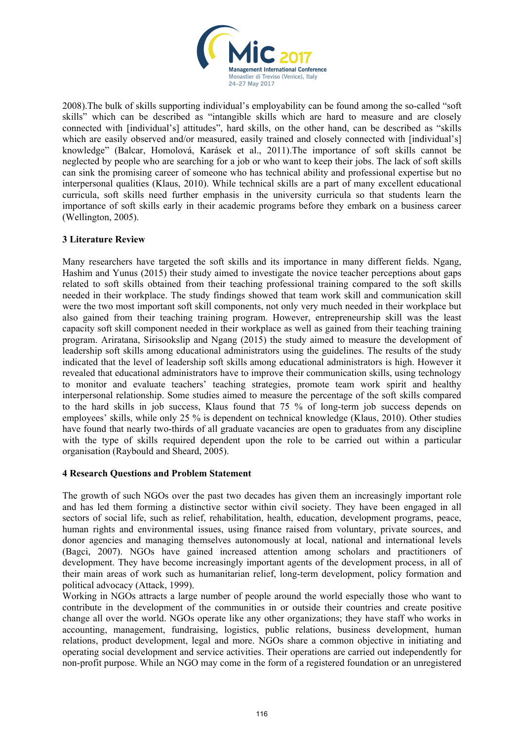2008).The bulk of skills supporting individual's employability can be found among the so-called "soft skills" which can be described as "intangible skills which are hard to measure and are closely connected with [individual's] attitudes", hard skills, on the other hand, can be described as "skills which are easily observed and/or measured, easily trained and closely connected with [individual's] knowledge" (Balcar, Homolová, Karásek et al., 2011).The importance of soft skills cannot be neglected by people who are searching for a job or who want to keep their jobs. The lack of soft skills can sink the promising career of someone who has technical ability and professional expertise but no interpersonal qualities (Klaus, 2010). While technical skills are a part of many excellent educational curricula, soft skills need further emphasis in the university curricula so that students learn the importance of soft skills early in their academic programs before they embark on a business career (Wellington, 2005).

### 3 Literature Review

Many researchers have targeted the soft skills and its importance in many different fields. Ngang, Hashim and Yunus (2015) their study aimed to investigate the novice teacher perceptions about gaps related to soft skills obtained from their teaching professional training compared to the soft skills needed in their workplace. The study findings showed that team work skill and communication skill were the two most important soft skill components, not only very much needed in their workplace but also gained from their teaching training program. However, entrepreneurship skill was the least capacity soft skill component needed in their workplace as well as gained from their teaching training program. Ariratana, Sirisookslip and Ngang (2015) the study aimed to measure the development of leadership soft skills among educational administrators using the guidelines. The results of the study indicated that the level of leadership soft skills among educational administrators is high. However it revealed that educational administrators have to improve their communication skills, using technology to monitor and evaluate teachers' teaching strategies, promote team work spirit and healthy interpersonal relationship. Some studies aimed to measure the percentage of the soft skills compared to the hard skills in job success, Klaus found that 75 % of long-term job success depends on employees' skills, while only 25 % is dependent on technical knowledge (Klaus, 2010). Other studies have found that nearly two-thirds of all graduate vacancies are open to graduates from any discipline with the type of skills required dependent upon the role to be carried out within a particular organisation (Raybould and Sheard, 2005).

### 4 Research Questions and Problem Statement

The growth of such NGOs over the past two decades has given them an increasingly important role and has led them forming a distinctive sector within civil society. They have been engaged in all sectors of social life, such as relief, rehabilitation, health, education, development programs, peace, human rights and environmental issues, using finance raised from voluntary, private sources, and donor agencies and managing themselves autonomously at local, national and international levels (Bagci, 2007). NGOs have gained increased attention among scholars and practitioners of development. They have become increasingly important agents of the development process, in all of their main areas of work such as humanitarian relief, long-term development, policy formation and political advocacy (Attack, 1999).

Working in NGOs attracts a large number of people around the world especially those who want to contribute in the development of the communities in or outside their countries and create positive change all over the world. NGOs operate like any other organizations; they have staff who works in accounting, management, fundraising, logistics, public relations, business development, human relations, product development, legal and more. NGOs share a common objective in initiating and operating social development and service activities. Their operations are carried out independently for non-profit purpose. While an NGO may come in the form of a registered foundation or an unregistered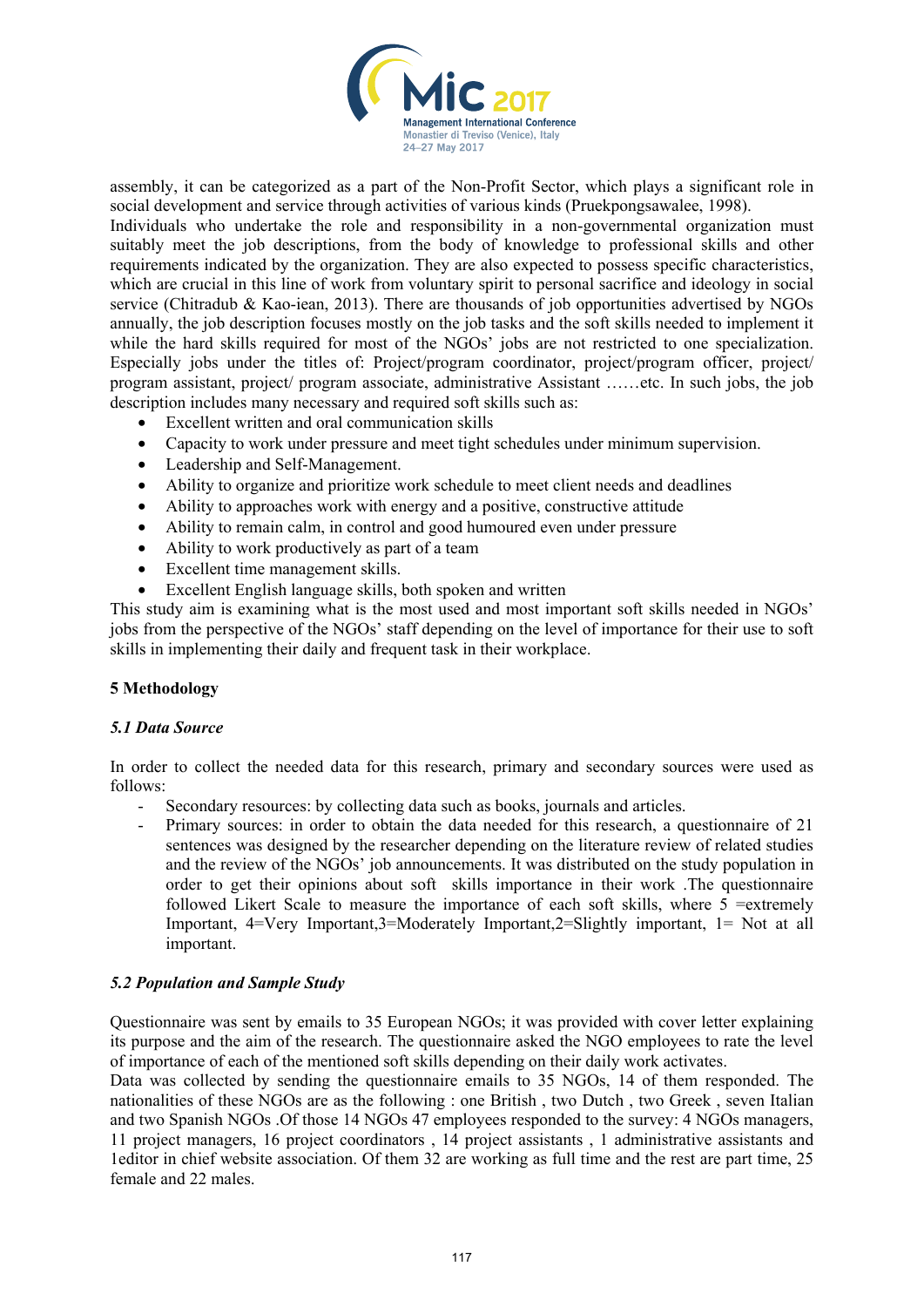assembly, it can be categorized as a part of the Non-Profit Sector, which plays a significant role in social development and service through activities of various kinds (Pruekpongsawalee, 1998).

Individuals who undertake the role and responsibility in a non-governmental organization must suitably meet the job descriptions, from the body of knowledge to professional skills and other requirements indicated by the organization. They are also expected to possess specific characteristics, which are crucial in this line of work from voluntary spirit to personal sacrifice and ideology in social service (Chitradub & Kao-iean, 2013). There are thousands of job opportunities advertised by NGOs annually, the job description focuses mostly on the job tasks and the soft skills needed to implement it while the hard skills required for most of the NGOs' jobs are not restricted to one specialization. Especially jobs under the titles of: Project/program coordinator, project/program officer, project/ program assistant, project/ program associate, administrative Assistant ……etc. In such jobs, the job description includes many necessary and required soft skills such as:

- Excellent written and oral communication skills
- Capacity to work under pressure and meet tight schedules under minimum supervision.
- Leadership and Self-Management.
- Ability to organize and prioritize work schedule to meet client needs and deadlines
- Ability to approaches work with energy and a positive, constructive attitude
- Ability to remain calm, in control and good humoured even under pressure
- Ability to work productively as part of a team
- Excellent time management skills.
- Excellent English language skills, both spoken and written

This study aim is examining what is the most used and most important soft skills needed in NGOs' jobs from the perspective of the NGOs' staff depending on the level of importance for their use to soft skills in implementing their daily and frequent task in their workplace.

## 5 Methodology

### *5.1 Data Source*

In order to collect the needed data for this research, primary and secondary sources were used as follows:

- Secondary resources: by collecting data such as books, journals and articles.
- Primary sources: in order to obtain the data needed for this research, a questionnaire of 21 sentences was designed by the researcher depending on the literature review of related studies and the review of the NGOs' job announcements. It was distributed on the study population in order to get their opinions about soft skills importance in their work .The questionnaire followed Likert Scale to measure the importance of each soft skills, where 5 =extremely Important, 4=Very Important,3=Moderately Important,2=Slightly important, 1= Not at all important.

### *5.2 Population and Sample Study*

Questionnaire was sent by emails to 35 European NGOs; it was provided with cover letter explaining its purpose and the aim of the research. The questionnaire asked the NGO employees to rate the level of importance of each of the mentioned soft skills depending on their daily work activates.

Data was collected by sending the questionnaire emails to 35 NGOs, 14 of them responded. The nationalities of these NGOs are as the following : one British , two Dutch , two Greek , seven Italian and two Spanish NGOs .Of those 14 NGOs 47 employees responded to the survey: 4 NGOs managers, 11 project managers, 16 project coordinators , 14 project assistants , 1 administrative assistants and 1editor in chief website association. Of them 32 are working as full time and the rest are part time, 25 female and 22 males.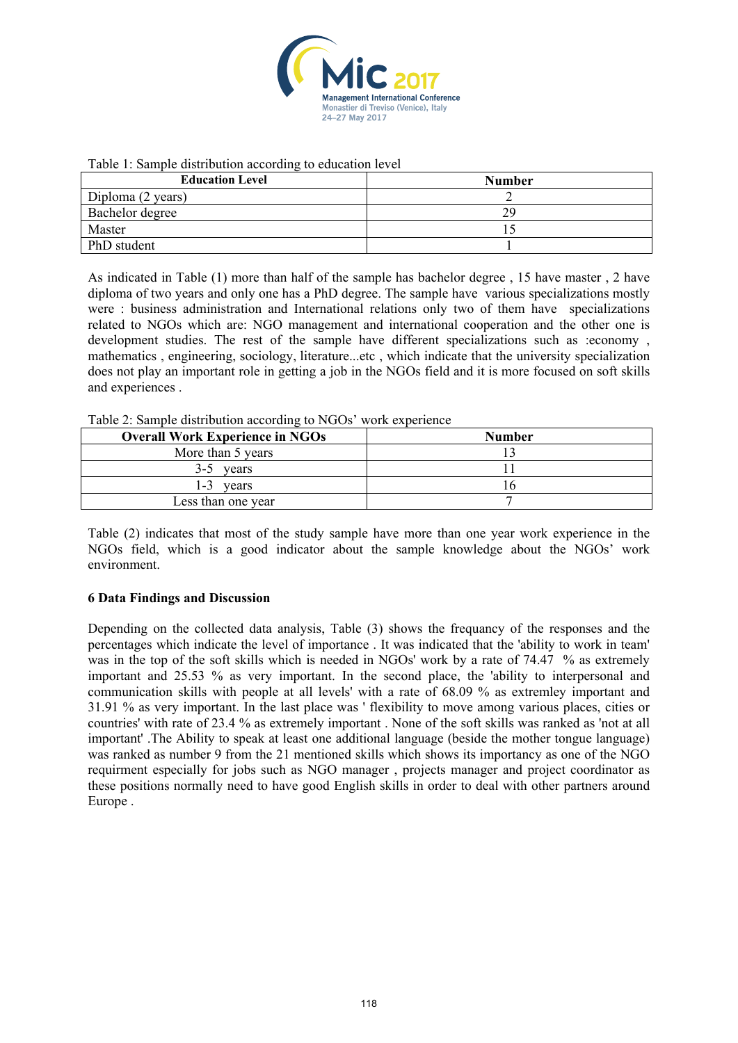Table 1: Sample distribution according to education level

| Education Level | Number |
| --- | --- |
| Diploma (2 years) | 2 |
| Bachelor degree | 29 |
| Master | 15 |
| PhD student | 1 |

As indicated in Table (1) more than half of the sample has bachelor degree , 15 have master , 2 have diploma of two years and only one has a PhD degree. The sample have various specializations mostly were : business administration and International relations only two of them have specializations related to NGOs which are: NGO management and international cooperation and the other one is development studies. The rest of the sample have different specializations such as :economy , mathematics , engineering, sociology, literature...etc , which indicate that the university specialization does not play an important role in getting a job in the NGOs field and it is more focused on soft skills and experiences .

Table 2: Sample distribution according to NGOs' work experience

| Overall Work Experience in NGOs | Number |
| --- | --- |
| More than 5 years | 13 |
| 3-5 years | 11 |
| 1-3 years | 16 |
| Less than one year | 7 |

Table (2) indicates that most of the study sample have more than one year work experience in the NGOs field, which is a good indicator about the sample knowledge about the NGOs' work environment.

### 6 Data Findings and Discussion

Depending on the collected data analysis, Table (3) shows the frequancy of the responses and the percentages which indicate the level of importance . It was indicated that the 'ability to work in team' was in the top of the soft skills which is needed in NGOs' work by a rate of 74.47 % as extremely important and 25.53 % as very important. In the second place, the 'ability to interpersonal and communication skills with people at all levels' with a rate of 68.09 % as extremley important and 31.91 % as very important. In the last place was ' flexibility to move among various places, cities or countries' with rate of 23.4 % as extremely important . None of the soft skills was ranked as 'not at all important' .The Ability to speak at least one additional language (beside the mother tongue language) was ranked as number 9 from the 21 mentioned skills which shows its importancy as one of the NGO requirment especially for jobs such as NGO manager , projects manager and project coordinator as these positions normally need to have good English skills in order to deal with other partners around Europe .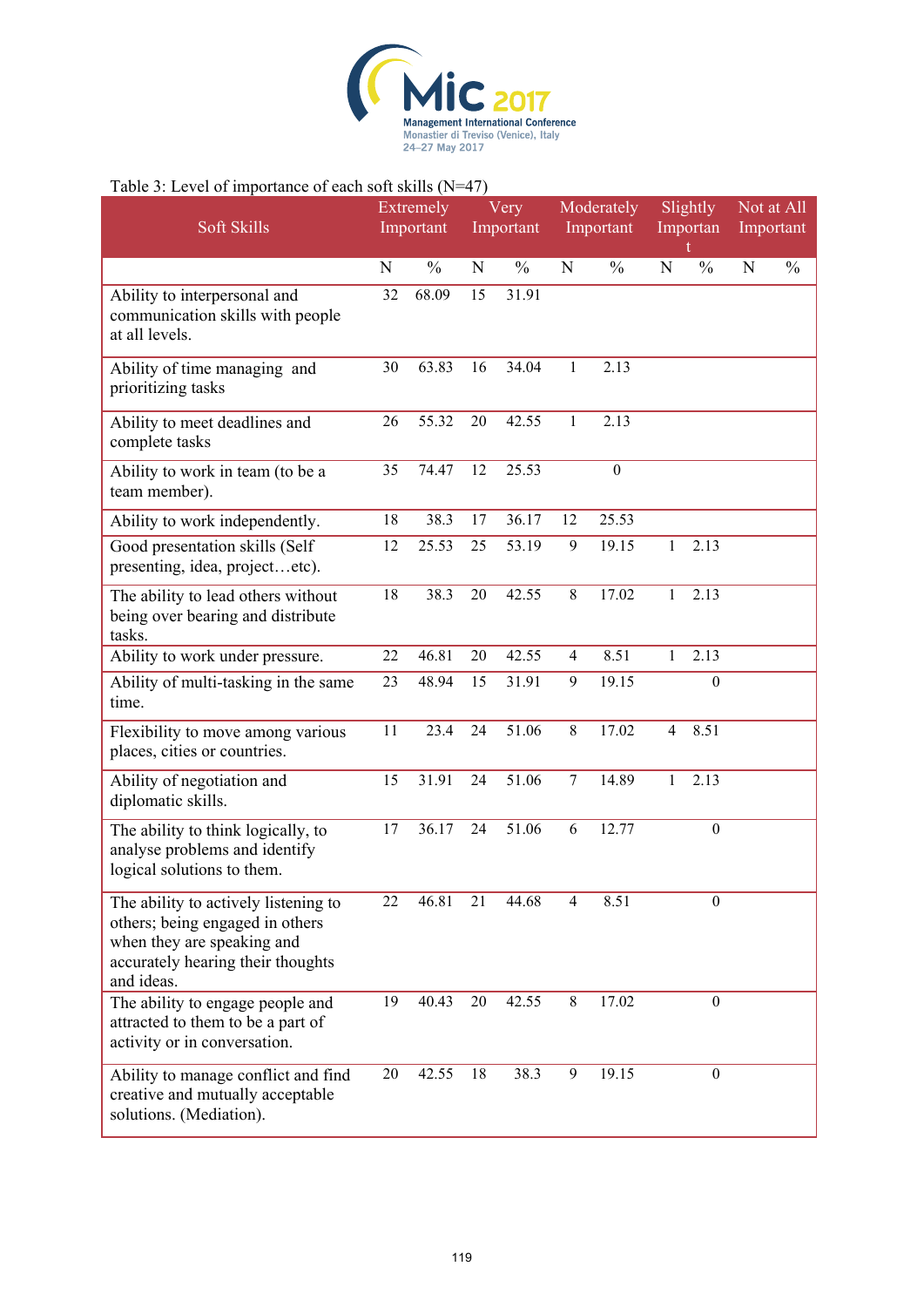Table 3: Level of importance of each soft skills (N=47)

| Soft Skills | Extremely Important | | Very Important | | Moderately Important | | Slightly Important | | Not at All Important | |
|---|---|---|---|---|---|---|---|---|---|---|
| | N | % | N | % | N | % | N | % | N | % |
| Ability to interpersonal and communication skills with people at all levels. | 32 | 68.09 | 15 | 31.91 | | | | | | |
| Ability of time managing and prioritizing tasks | 30 | 63.83 | 16 | 34.04 | 1 | 2.13 | | | | |
| Ability to meet deadlines and complete tasks | 26 | 55.32 | 20 | 42.55 | 1 | 2.13 | | | | |
| Ability to work in team (to be a team member). | 35 | 74.47 | 12 | 25.53 | | 0 | | | | |
| Ability to work independently. | 18 | 38.3 | 17 | 36.17 | 12 | 25.53 | | | | |
| Good presentation skills (Self presenting, idea, project…etc). | 12 | 25.53 | 25 | 53.19 | 9 | 19.15 | 1 | 2.13 | | |
| The ability to lead others without being over bearing and distribute tasks. | 18 | 38.3 | 20 | 42.55 | 8 | 17.02 | 1 | 2.13 | | |
| Ability to work under pressure. | 22 | 46.81 | 20 | 42.55 | 4 | 8.51 | 1 | 2.13 | | |
| Ability of multi-tasking in the same time. | 23 | 48.94 | 15 | 31.91 | 9 | 19.15 | | 0 | | |
| Flexibility to move among various places, cities or countries. | 11 | 23.4 | 24 | 51.06 | 8 | 17.02 | 4 | 8.51 | | |
| Ability of negotiation and diplomatic skills. | 15 | 31.91 | 24 | 51.06 | 7 | 14.89 | 1 | 2.13 | | |
| The ability to think logically, to analyse problems and identify logical solutions to them. | 17 | 36.17 | 24 | 51.06 | 6 | 12.77 | | 0 | | |
| The ability to actively listening to others; being engaged in others when they are speaking and accurately hearing their thoughts and ideas. | 22 | 46.81 | 21 | 44.68 | 4 | 8.51 | | 0 | | |
| The ability to engage people and attracted to them to be a part of activity or in conversation. | 19 | 40.43 | 20 | 42.55 | 8 | 17.02 | | 0 | | |
| Ability to manage conflict and find creative and mutually acceptable solutions. (Mediation). | 20 | 42.55 | 18 | 38.3 | 9 | 19.15 | | 0 | | |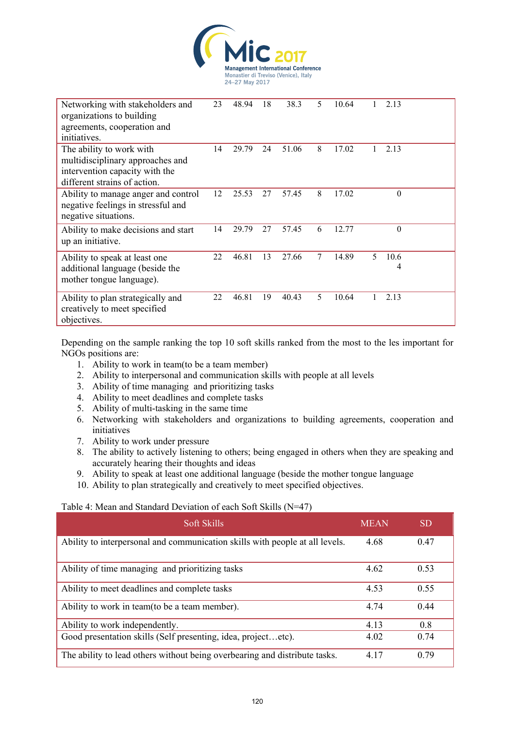| | | | | | | | | |
|---|---|---|---|---|---|---|---|---|
| Networking with stakeholders and organizations to building agreements, cooperation and initiatives. | 23 | 48.94 | 18 | 38.3 | 5 | 10.64 | 1 | 2.13 |
| The ability to work with multidisciplinary approaches and intervention capacity with the different strains of action. | 14 | 29.79 | 24 | 51.06 | 8 | 17.02 | 1 | 2.13 |
| Ability to manage anger and control negative feelings in stressful and negative situations. | 12 | 25.53 | 27 | 57.45 | 8 | 17.02 | | 0 |
| Ability to make decisions and start up an initiative. | 14 | 29.79 | 27 | 57.45 | 6 | 12.77 | | 0 |
| Ability to speak at least one additional language (beside the mother tongue language). | 22 | 46.81 | 13 | 27.66 | 7 | 14.89 | 5 | 10.64 |
| Ability to plan strategically and creatively to meet specified objectives. | 22 | 46.81 | 19 | 40.43 | 5 | 10.64 | 1 | 2.13 |

Depending on the sample ranking the top 10 soft skills ranked from the most to the les important for NGOs positions are:

1. Ability to work in team(to be a team member)
2. Ability to interpersonal and communication skills with people at all levels
3. Ability of time managing and prioritizing tasks
4. Ability to meet deadlines and complete tasks
5. Ability of multi-tasking in the same time
6. Networking with stakeholders and organizations to building agreements, cooperation and initiatives
7. Ability to work under pressure
8. The ability to actively listening to others; being engaged in others when they are speaking and accurately hearing their thoughts and ideas
9. Ability to speak at least one additional language (beside the mother tongue language
10. Ability to plan strategically and creatively to meet specified objectives.

Table 4: Mean and Standard Deviation of each Soft Skills (N=47)

| Soft Skills | MEAN | SD |
|---|---|---|
| Ability to interpersonal and communication skills with people at all levels. | 4.68 | 0.47 |
| Ability of time managing and prioritizing tasks | 4.62 | 0.53 |
| Ability to meet deadlines and complete tasks | 4.53 | 0.55 |
| Ability to work in team(to be a team member). | 4.74 | 0.44 |
| Ability to work independently. | 4.13 | 0.8 |
| Good presentation skills (Self presenting, idea, project…etc). | 4.02 | 0.74 |
| The ability to lead others without being overbearing and distribute tasks. | 4.17 | 0.79 |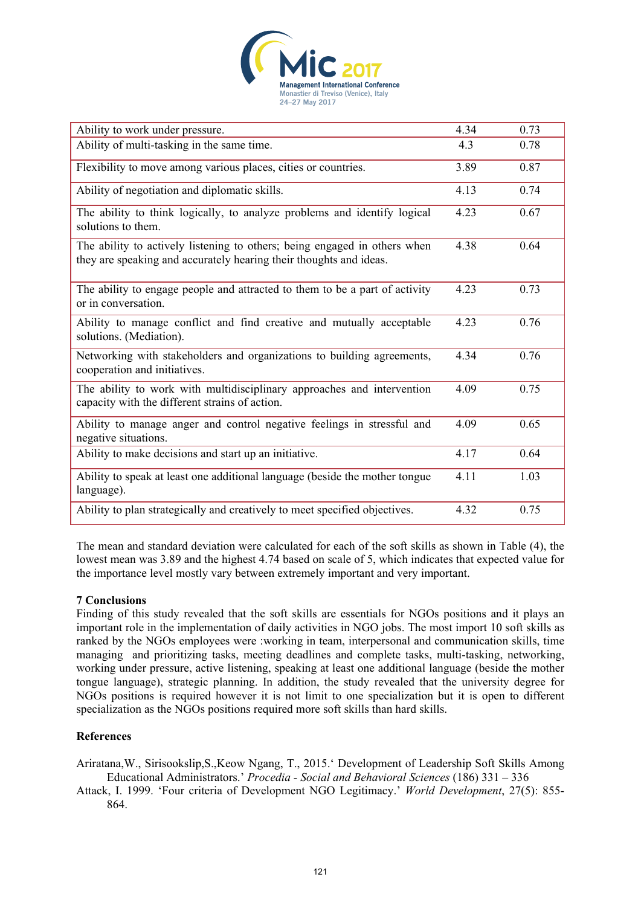| | | |
|---|---|---|
| Ability to work under pressure. | 4.34 | 0.73 |
| Ability of multi-tasking in the same time. | 4.3 | 0.78 |
| Flexibility to move among various places, cities or countries. | 3.89 | 0.87 |
| Ability of negotiation and diplomatic skills. | 4.13 | 0.74 |
| The ability to think logically, to analyze problems and identify logical solutions to them. | 4.23 | 0.67 |
| The ability to actively listening to others; being engaged in others when they are speaking and accurately hearing their thoughts and ideas. | 4.38 | 0.64 |
| The ability to engage people and attracted to them to be a part of activity or in conversation. | 4.23 | 0.73 |
| Ability to manage conflict and find creative and mutually acceptable solutions. (Mediation). | 4.23 | 0.76 |
| Networking with stakeholders and organizations to building agreements, cooperation and initiatives. | 4.34 | 0.76 |
| The ability to work with multidisciplinary approaches and intervention capacity with the different strains of action. | 4.09 | 0.75 |
| Ability to manage anger and control negative feelings in stressful and negative situations. | 4.09 | 0.65 |
| Ability to make decisions and start up an initiative. | 4.17 | 0.64 |
| Ability to speak at least one additional language (beside the mother tongue language). | 4.11 | 1.03 |
| Ability to plan strategically and creatively to meet specified objectives. | 4.32 | 0.75 |

The mean and standard deviation were calculated for each of the soft skills as shown in Table (4), the lowest mean was 3.89 and the highest 4.74 based on scale of 5, which indicates that expected value for the importance level mostly vary between extremely important and very important.

## 7 Conclusions

Finding of this study revealed that the soft skills are essentials for NGOs positions and it plays an important role in the implementation of daily activities in NGO jobs. The most import 10 soft skills as ranked by the NGOs employees were :working in team, interpersonal and communication skills, time managing and prioritizing tasks, meeting deadlines and complete tasks, multi-tasking, networking, working under pressure, active listening, speaking at least one additional language (beside the mother tongue language), strategic planning. In addition, the study revealed that the university degree for NGOs positions is required however it is not limit to one specialization but it is open to different specialization as the NGOs positions required more soft skills than hard skills.

## References

Ariratana,W., Sirisookslip,S.,Keow Ngang, T., 2015.' Development of Leadership Soft Skills Among Educational Administrators.' *Procedia - Social and Behavioral Sciences* (186) 331 – 336

Attack, I. 1999. 'Four criteria of Development NGO Legitimacy.' *World Development*, 27(5): 855-864.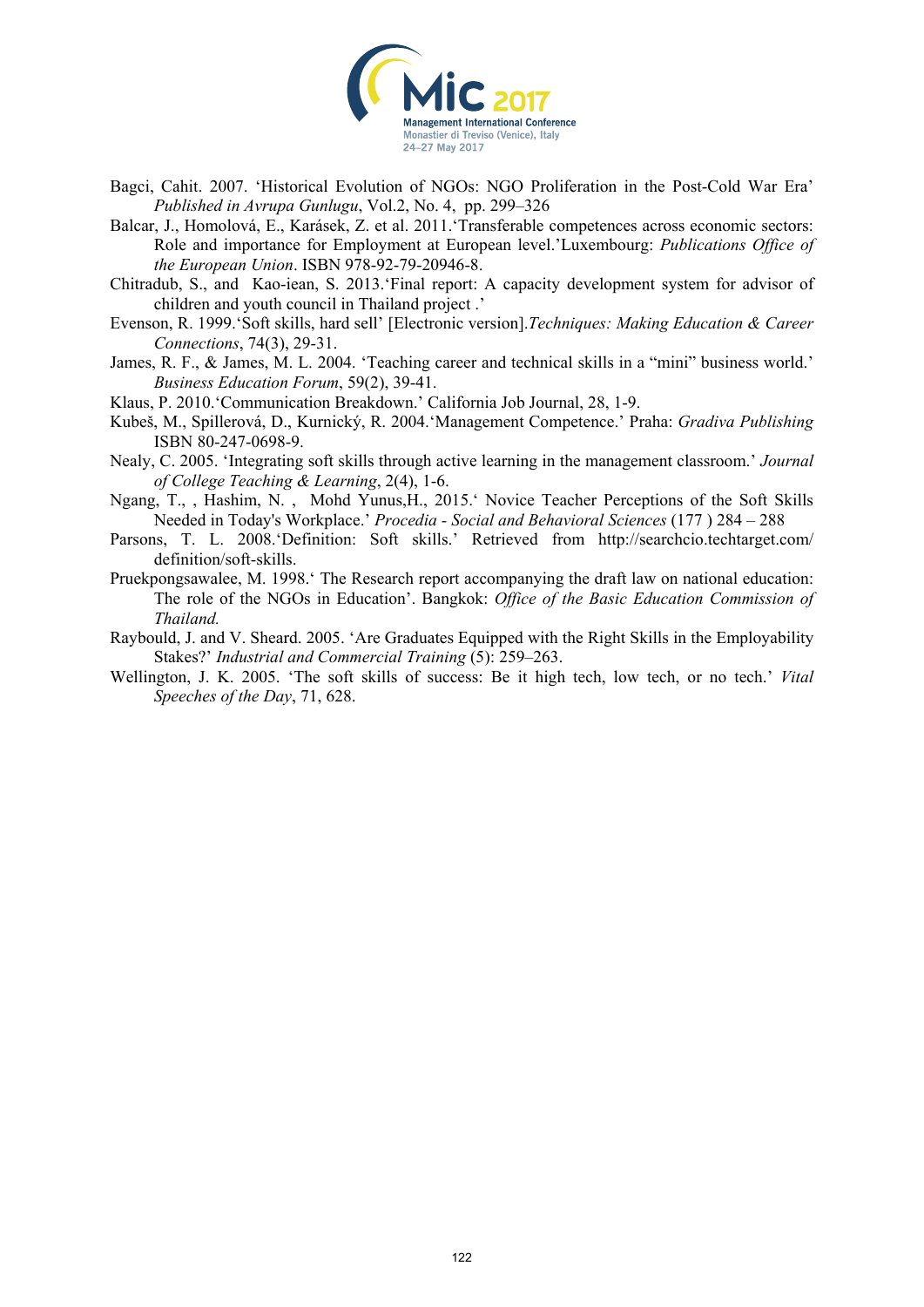Bagci, Cahit. 2007. 'Historical Evolution of NGOs: NGO Proliferation in the Post-Cold War Era' *Published in Avrupa Gunlugu*, Vol.2, No. 4, pp. 299–326

Balcar, J., Homolová, E., Karásek, Z. et al. 2011.'Transferable competences across economic sectors: Role and importance for Employment at European level.'Luxembourg: *Publications Office of the European Union*. ISBN 978-92-79-20946-8.

Chitradub, S., and Kao-iean, S. 2013.'Final report: A capacity development system for advisor of children and youth council in Thailand project .'

Evenson, R. 1999.'Soft skills, hard sell' [Electronic version].*Techniques: Making Education & Career Connections*, 74(3), 29-31.

James, R. F., & James, M. L. 2004. 'Teaching career and technical skills in a "mini" business world.' *Business Education Forum*, 59(2), 39-41.

Klaus, P. 2010.'Communication Breakdown.' California Job Journal, 28, 1-9.

Kubeš, M., Spillerová, D., Kurnický, R. 2004.'Management Competence.' Praha: *Gradiva Publishing* ISBN 80-247-0698-9.

Nealy, C. 2005. 'Integrating soft skills through active learning in the management classroom.' *Journal of College Teaching & Learning*, 2(4), 1-6.

Ngang, T., , Hashim, N. , Mohd Yunus,H., 2015.' Novice Teacher Perceptions of the Soft Skills Needed in Today's Workplace.' *Procedia - Social and Behavioral Sciences* (177 ) 284 – 288

Parsons, T. L. 2008.'Definition: Soft skills.' Retrieved from http://searchcio.techtarget.com/definition/soft-skills.

Pruekpongsawalee, M. 1998.' The Research report accompanying the draft law on national education: The role of the NGOs in Education'. Bangkok: *Office of the Basic Education Commission of Thailand.*

Raybould, J. and V. Sheard. 2005. 'Are Graduates Equipped with the Right Skills in the Employability Stakes?' *Industrial and Commercial Training* (5): 259–263.

Wellington, J. K. 2005. 'The soft skills of success: Be it high tech, low tech, or no tech.' *Vital Speeches of the Day*, 71, 628.